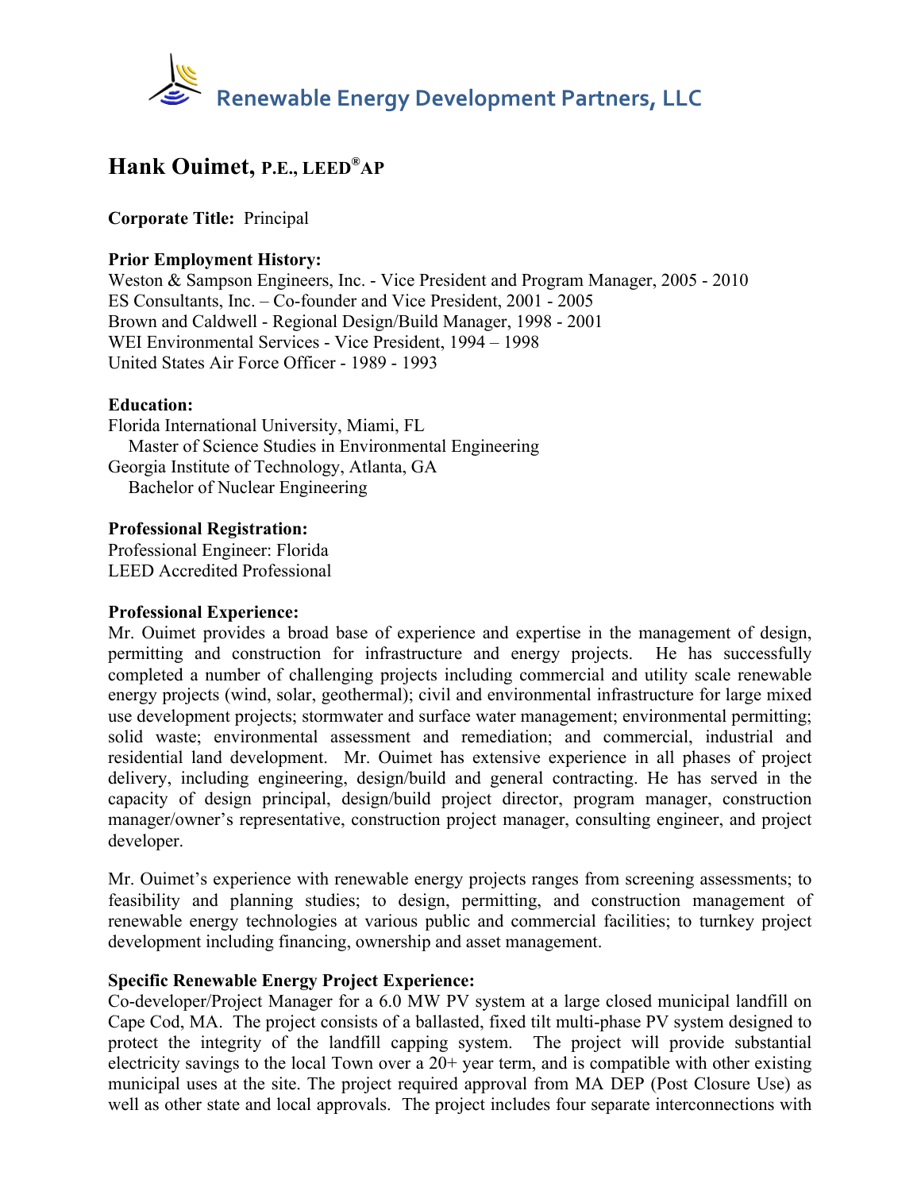**Renewable Energy Development Partners, LLC**

# Hank Ouimet, P.E., LEED®AP

**Corporate Title:** Principal

**Prior Employment History:**

Weston & Sampson Engineers, Inc. - Vice President and Program Manager, 2005 - 2010
ES Consultants, Inc. – Co-founder and Vice President, 2001 - 2005
Brown and Caldwell - Regional Design/Build Manager, 1998 - 2001
WEI Environmental Services - Vice President, 1994 – 1998
United States Air Force Officer - 1989 - 1993

**Education:**

Florida International University, Miami, FL
  Master of Science Studies in Environmental Engineering
Georgia Institute of Technology, Atlanta, GA
  Bachelor of Nuclear Engineering

**Professional Registration:**

Professional Engineer: Florida
LEED Accredited Professional

**Professional Experience:**

Mr. Ouimet provides a broad base of experience and expertise in the management of design, permitting and construction for infrastructure and energy projects. He has successfully completed a number of challenging projects including commercial and utility scale renewable energy projects (wind, solar, geothermal); civil and environmental infrastructure for large mixed use development projects; stormwater and surface water management; environmental permitting; solid waste; environmental assessment and remediation; and commercial, industrial and residential land development. Mr. Ouimet has extensive experience in all phases of project delivery, including engineering, design/build and general contracting. He has served in the capacity of design principal, design/build project director, program manager, construction manager/owner's representative, construction project manager, consulting engineer, and project developer.

Mr. Ouimet's experience with renewable energy projects ranges from screening assessments; to feasibility and planning studies; to design, permitting, and construction management of renewable energy technologies at various public and commercial facilities; to turnkey project development including financing, ownership and asset management.

**Specific Renewable Energy Project Experience:**

Co-developer/Project Manager for a 6.0 MW PV system at a large closed municipal landfill on Cape Cod, MA. The project consists of a ballasted, fixed tilt multi-phase PV system designed to protect the integrity of the landfill capping system. The project will provide substantial electricity savings to the local Town over a 20+ year term, and is compatible with other existing municipal uses at the site. The project required approval from MA DEP (Post Closure Use) as well as other state and local approvals. The project includes four separate interconnections with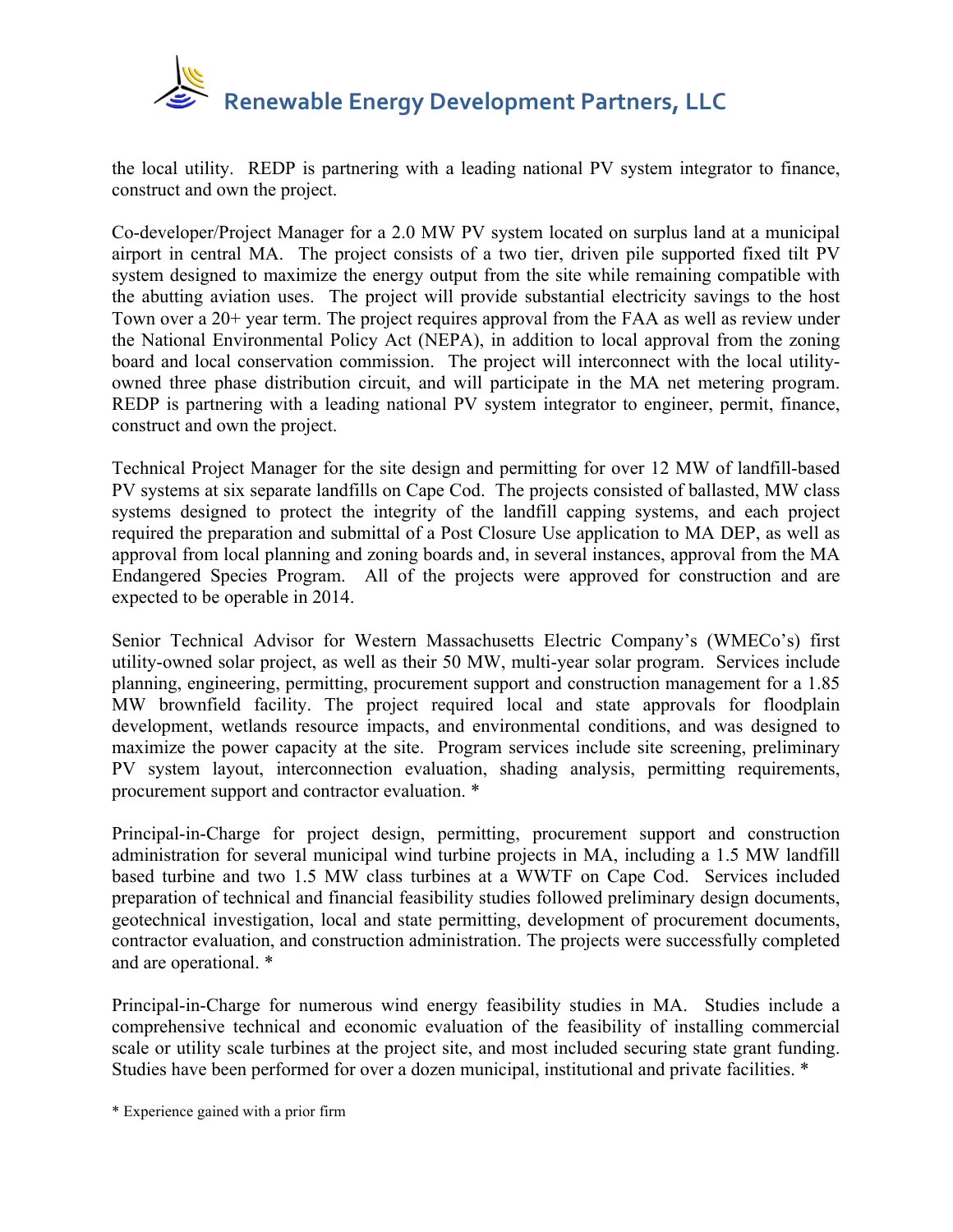the local utility. REDP is partnering with a leading national PV system integrator to finance, construct and own the project.

Co-developer/Project Manager for a 2.0 MW PV system located on surplus land at a municipal airport in central MA. The project consists of a two tier, driven pile supported fixed tilt PV system designed to maximize the energy output from the site while remaining compatible with the abutting aviation uses. The project will provide substantial electricity savings to the host Town over a 20+ year term. The project requires approval from the FAA as well as review under the National Environmental Policy Act (NEPA), in addition to local approval from the zoning board and local conservation commission. The project will interconnect with the local utility-owned three phase distribution circuit, and will participate in the MA net metering program. REDP is partnering with a leading national PV system integrator to engineer, permit, finance, construct and own the project.

Technical Project Manager for the site design and permitting for over 12 MW of landfill-based PV systems at six separate landfills on Cape Cod. The projects consisted of ballasted, MW class systems designed to protect the integrity of the landfill capping systems, and each project required the preparation and submittal of a Post Closure Use application to MA DEP, as well as approval from local planning and zoning boards and, in several instances, approval from the MA Endangered Species Program. All of the projects were approved for construction and are expected to be operable in 2014.

Senior Technical Advisor for Western Massachusetts Electric Company's (WMECo's) first utility-owned solar project, as well as their 50 MW, multi-year solar program. Services include planning, engineering, permitting, procurement support and construction management for a 1.85 MW brownfield facility. The project required local and state approvals for floodplain development, wetlands resource impacts, and environmental conditions, and was designed to maximize the power capacity at the site. Program services include site screening, preliminary PV system layout, interconnection evaluation, shading analysis, permitting requirements, procurement support and contractor evaluation. *

Principal-in-Charge for project design, permitting, procurement support and construction administration for several municipal wind turbine projects in MA, including a 1.5 MW landfill based turbine and two 1.5 MW class turbines at a WWTF on Cape Cod. Services included preparation of technical and financial feasibility studies followed preliminary design documents, geotechnical investigation, local and state permitting, development of procurement documents, contractor evaluation, and construction administration. The projects were successfully completed and are operational. *

Principal-in-Charge for numerous wind energy feasibility studies in MA. Studies include a comprehensive technical and economic evaluation of the feasibility of installing commercial scale or utility scale turbines at the project site, and most included securing state grant funding. Studies have been performed for over a dozen municipal, institutional and private facilities. *

\* Experience gained with a prior firm